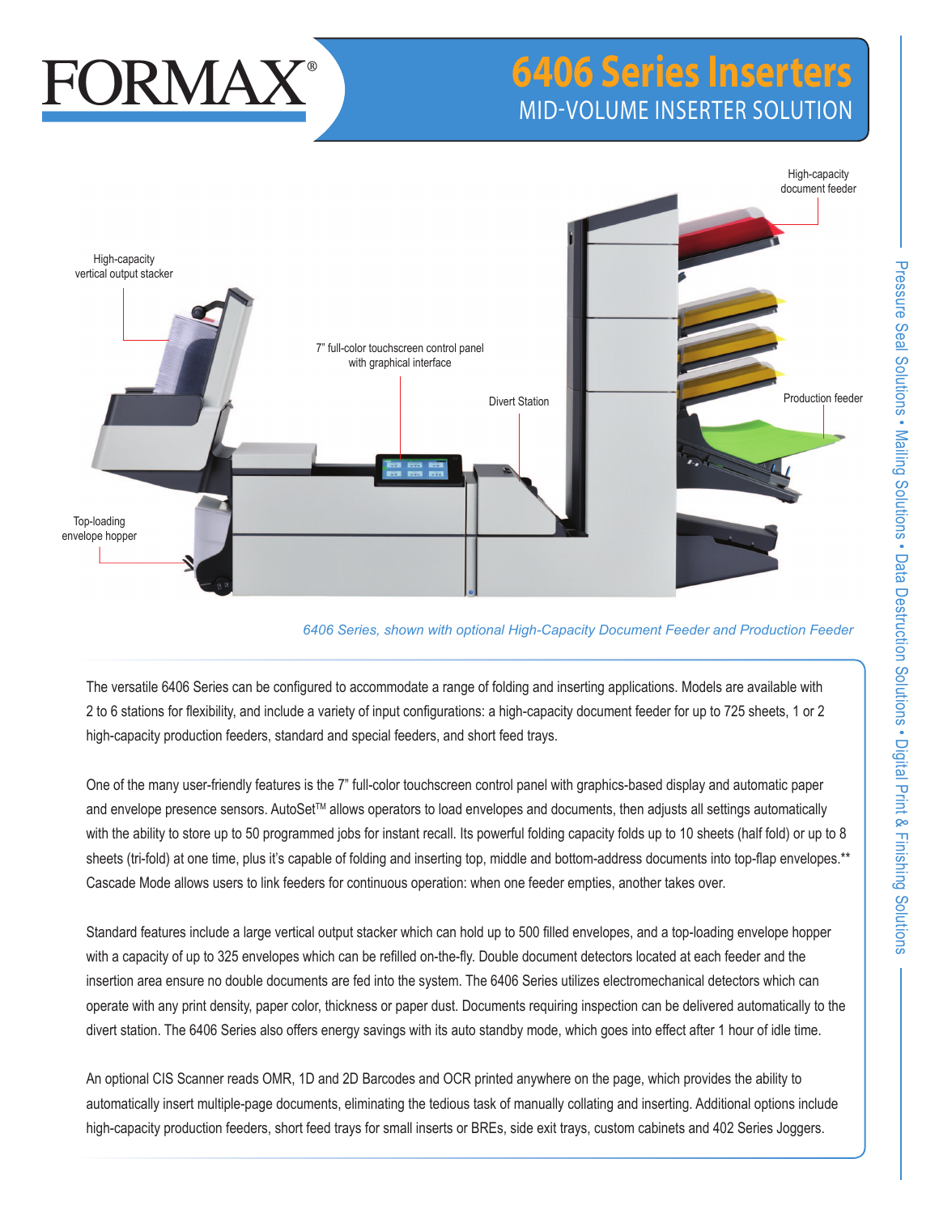# FORMAX®

# 6406 Series Inserters

## MID-VOLUME INSERTER SOLUTION

High-capacity document feeder

High-capacity vertical output stacker

7" full-color touchscreen control panel with graphical interface

Divert Station

Production feeder

Top-loading envelope hopper

*6406 Series, shown with optional High-Capacity Document Feeder and Production Feeder*

The versatile 6406 Series can be configured to accommodate a range of folding and inserting applications. Models are available with 2 to 6 stations for flexibility, and include a variety of input configurations: a high-capacity document feeder for up to 725 sheets, 1 or 2 high-capacity production feeders, standard and special feeders, and short feed trays.

One of the many user-friendly features is the 7" full-color touchscreen control panel with graphics-based display and automatic paper and envelope presence sensors. AutoSet™ allows operators to load envelopes and documents, then adjusts all settings automatically with the ability to store up to 50 programmed jobs for instant recall. Its powerful folding capacity folds up to 10 sheets (half fold) or up to 8 sheets (tri-fold) at one time, plus it's capable of folding and inserting top, middle and bottom-address documents into top-flap envelopes.** Cascade Mode allows users to link feeders for continuous operation: when one feeder empties, another takes over.

Standard features include a large vertical output stacker which can hold up to 500 filled envelopes, and a top-loading envelope hopper with a capacity of up to 325 envelopes which can be refilled on-the-fly. Double document detectors located at each feeder and the insertion area ensure no double documents are fed into the system. The 6406 Series utilizes electromechanical detectors which can operate with any print density, paper color, thickness or paper dust. Documents requiring inspection can be delivered automatically to the divert station. The 6406 Series also offers energy savings with its auto standby mode, which goes into effect after 1 hour of idle time.

An optional CIS Scanner reads OMR, 1D and 2D Barcodes and OCR printed anywhere on the page, which provides the ability to automatically insert multiple-page documents, eliminating the tedious task of manually collating and inserting. Additional options include high-capacity production feeders, short feed trays for small inserts or BREs, side exit trays, custom cabinets and 402 Series Joggers.

Pressure Seal Solutions • Mailing Solutions • Data Destruction Solutions • Digital Print & Finishing Solutions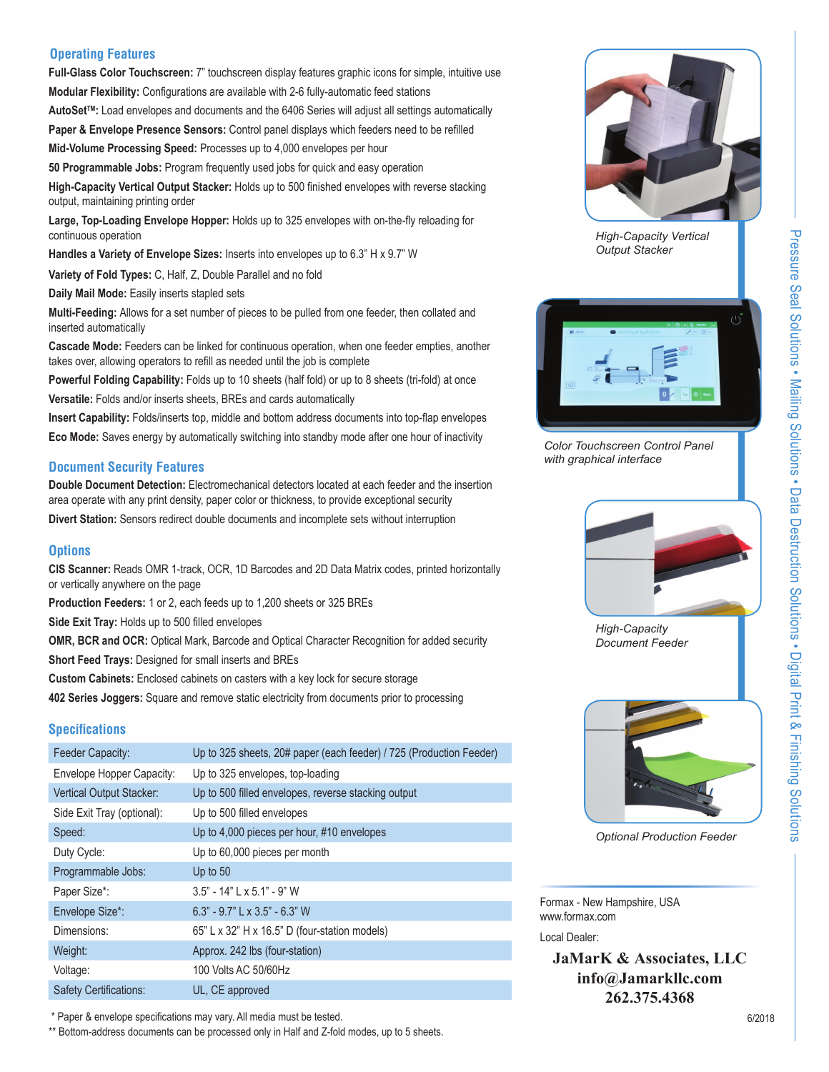## Operating Features

**Full-Glass Color Touchscreen:** 7" touchscreen display features graphic icons for simple, intuitive use

**Modular Flexibility:** Configurations are available with 2-6 fully-automatic feed stations

**AutoSet™:** Load envelopes and documents and the 6406 Series will adjust all settings automatically

**Paper & Envelope Presence Sensors:** Control panel displays which feeders need to be refilled

**Mid-Volume Processing Speed:** Processes up to 4,000 envelopes per hour

**50 Programmable Jobs:** Program frequently used jobs for quick and easy operation

**High-Capacity Vertical Output Stacker:** Holds up to 500 finished envelopes with reverse stacking output, maintaining printing order

**Large, Top-Loading Envelope Hopper:** Holds up to 325 envelopes with on-the-fly reloading for continuous operation

**Handles a Variety of Envelope Sizes:** Inserts into envelopes up to 6.3" H x 9.7" W

**Variety of Fold Types:** C, Half, Z, Double Parallel and no fold

**Daily Mail Mode:** Easily inserts stapled sets

**Multi-Feeding:** Allows for a set number of pieces to be pulled from one feeder, then collated and inserted automatically

**Cascade Mode:** Feeders can be linked for continuous operation, when one feeder empties, another takes over, allowing operators to refill as needed until the job is complete

**Powerful Folding Capability:** Folds up to 10 sheets (half fold) or up to 8 sheets (tri-fold) at once

**Versatile:** Folds and/or inserts sheets, BREs and cards automatically

**Insert Capability:** Folds/inserts top, middle and bottom address documents into top-flap envelopes

**Eco Mode:** Saves energy by automatically switching into standby mode after one hour of inactivity

## Document Security Features

**Double Document Detection:** Electromechanical detectors located at each feeder and the insertion area operate with any print density, paper color or thickness, to provide exceptional security

**Divert Station:** Sensors redirect double documents and incomplete sets without interruption

## Options

**CIS Scanner:** Reads OMR 1-track, OCR, 1D Barcodes and 2D Data Matrix codes, printed horizontally or vertically anywhere on the page

**Production Feeders:** 1 or 2, each feeds up to 1,200 sheets or 325 BREs

**Side Exit Tray:** Holds up to 500 filled envelopes

**OMR, BCR and OCR:** Optical Mark, Barcode and Optical Character Recognition for added security

**Short Feed Trays:** Designed for small inserts and BREs

**Custom Cabinets:** Enclosed cabinets on casters with a key lock for secure storage

**402 Series Joggers:** Square and remove static electricity from documents prior to processing

## Specifications

| | |
|---|---|
| Feeder Capacity: | Up to 325 sheets, 20# paper (each feeder) / 725 (Production Feeder) |
| Envelope Hopper Capacity: | Up to 325 envelopes, top-loading |
| Vertical Output Stacker: | Up to 500 filled envelopes, reverse stacking output |
| Side Exit Tray (optional): | Up to 500 filled envelopes |
| Speed: | Up to 4,000 pieces per hour, #10 envelopes |
| Duty Cycle: | Up to 60,000 pieces per month |
| Programmable Jobs: | Up to 50 |
| Paper Size*: | 3.5" - 14" L x 5.1" - 9" W |
| Envelope Size*: | 6.3" - 9.7" L x 3.5" - 6.3" W |
| Dimensions: | 65" L x 32" H x 16.5" D (four-station models) |
| Weight: | Approx. 242 lbs (four-station) |
| Voltage: | 100 Volts AC 50/60Hz |
| Safety Certifications: | UL, CE approved |

\* Paper & envelope specifications may vary. All media must be tested.

\*\* Bottom-address documents can be processed only in Half and Z-fold modes, up to 5 sheets.

*High-Capacity Vertical Output Stacker*

*Color Touchscreen Control Panel with graphical interface*

*High-Capacity Document Feeder*

*Optional Production Feeder*

Pressure Seal Solutions • Mailing Solutions • Data Destruction Solutions • Digital Print & Finishing Solutions

Formax - New Hampshire, USA
www.formax.com

Local Dealer:

**JaMarK & Associates, LLC**
**info@Jamarkllc.com**
**262.375.4368**

6/2018